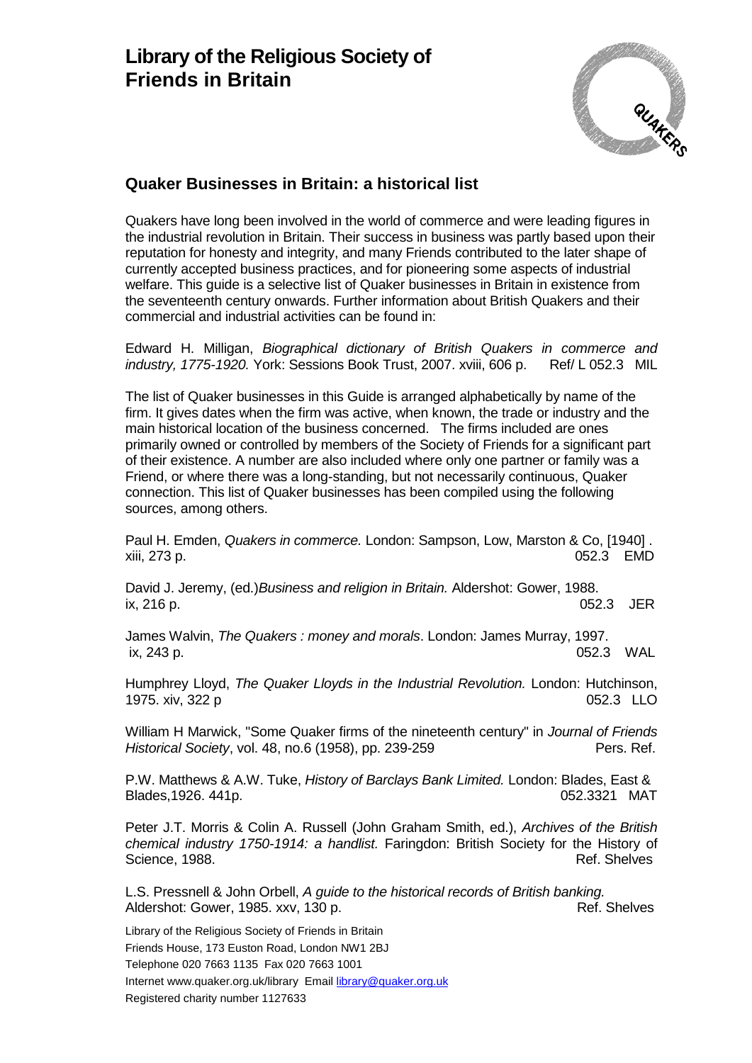# Library of the Religious Society of Friends in Britain

## Quaker Businesses in Britain: a historical list

Quakers have long been involved in the world of commerce and were leading figures in the industrial revolution in Britain. Their success in business was partly based upon their reputation for honesty and integrity, and many Friends contributed to the later shape of currently accepted business practices, and for pioneering some aspects of industrial welfare. This guide is a selective list of Quaker businesses in Britain in existence from the seventeenth century onwards. Further information about British Quakers and their commercial and industrial activities can be found in:

Edward H. Milligan, *Biographical dictionary of British Quakers in commerce and industry, 1775-1920.* York: Sessions Book Trust, 2007. xviii, 606 p. Ref/ L 052.3 MIL

The list of Quaker businesses in this Guide is arranged alphabetically by name of the firm. It gives dates when the firm was active, when known, the trade or industry and the main historical location of the business concerned. The firms included are ones primarily owned or controlled by members of the Society of Friends for a significant part of their existence. A number are also included where only one partner or family was a Friend, or where there was a long-standing, but not necessarily continuous, Quaker connection. This list of Quaker businesses has been compiled using the following sources, among others.

Paul H. Emden, *Quakers in commerce.* London: Sampson, Low, Marston & Co, [1940] . xiii, 273 p. 052.3 EMD

David J. Jeremy, (ed.)*Business and religion in Britain.* Aldershot: Gower, 1988. ix, 216 p. 052.3 JER

James Walvin, *The Quakers : money and morals*. London: James Murray, 1997. ix, 243 p. 052.3 WAL

Humphrey Lloyd, *The Quaker Lloyds in the Industrial Revolution.* London: Hutchinson, 1975. xiv, 322 p 052.3 LLO

William H Marwick, "Some Quaker firms of the nineteenth century" in *Journal of Friends Historical Society*, vol. 48, no.6 (1958), pp. 239-259 Pers. Ref.

P.W. Matthews & A.W. Tuke, *History of Barclays Bank Limited.* London: Blades, East & Blades,1926. 441p. 052.3321 MAT

Peter J.T. Morris & Colin A. Russell (John Graham Smith, ed.), *Archives of the British chemical industry 1750-1914: a handlist.* Faringdon: British Society for the History of Science, 1988. Ref. Shelves

L.S. Pressnell & John Orbell, *A guide to the historical records of British banking.* Aldershot: Gower, 1985. xxv, 130 p. Ref. Shelves

Library of the Religious Society of Friends in Britain
Friends House, 173 Euston Road, London NW1 2BJ
Telephone 020 7663 1135 Fax 020 7663 1001
Internet www.quaker.org.uk/library Email library@quaker.org.uk
Registered charity number 1127633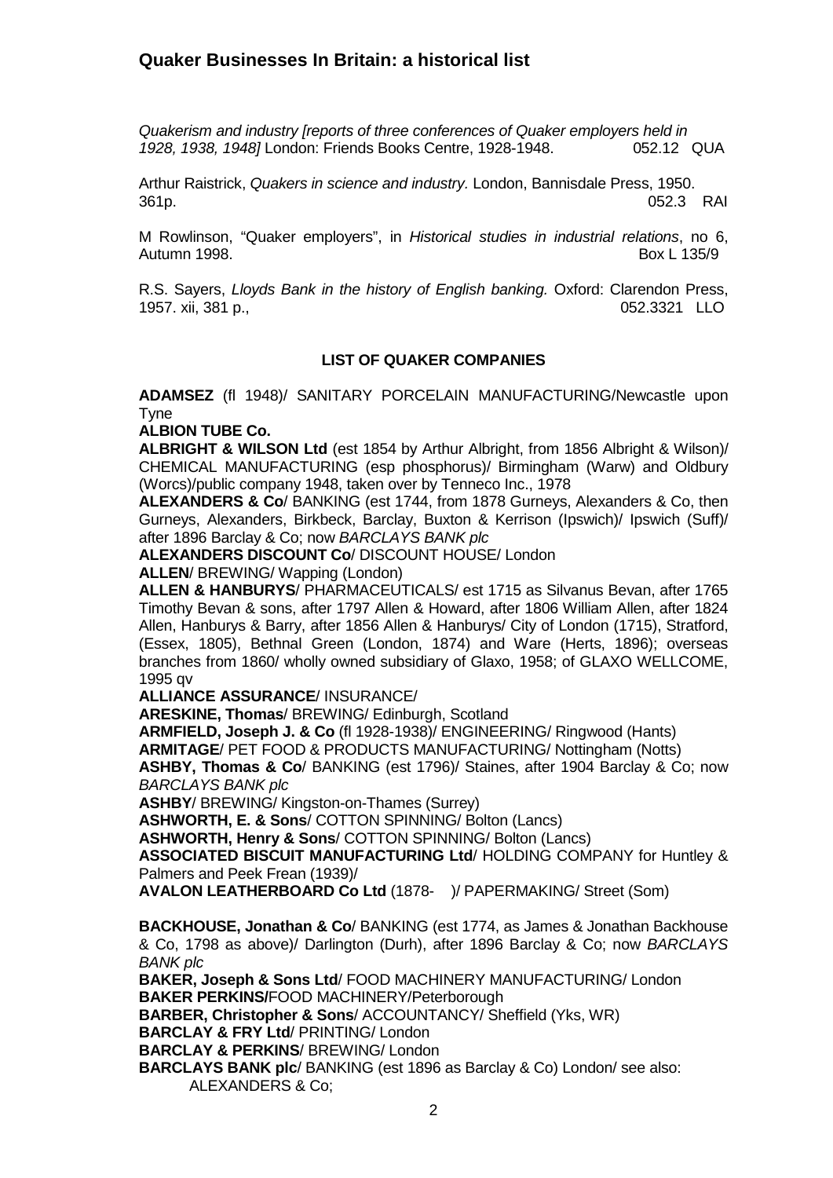## Quaker Businesses In Britain: a historical list

*Quakerism and industry [reports of three conferences of Quaker employers held in 1928, 1938, 1948]* London: Friends Books Centre, 1928-1948. 052.12 QUA

Arthur Raistrick, *Quakers in science and industry.* London, Bannisdale Press, 1950. 361p. 052.3 RAI

M Rowlinson, "Quaker employers", in *Historical studies in industrial relations*, no 6, Autumn 1998. Box L 135/9

R.S. Sayers, *Lloyds Bank in the history of English banking.* Oxford: Clarendon Press, 1957. xii, 381 p., 052.3321 LLO

### LIST OF QUAKER COMPANIES

**ADAMSEZ** (fl 1948)/ SANITARY PORCELAIN MANUFACTURING/Newcastle upon Tyne

**ALBION TUBE Co.**

**ALBRIGHT & WILSON Ltd** (est 1854 by Arthur Albright, from 1856 Albright & Wilson)/ CHEMICAL MANUFACTURING (esp phosphorus)/ Birmingham (Warw) and Oldbury (Worcs)/public company 1948, taken over by Tenneco Inc., 1978

**ALEXANDERS & Co**/ BANKING (est 1744, from 1878 Gurneys, Alexanders & Co, then Gurneys, Alexanders, Birkbeck, Barclay, Buxton & Kerrison (Ipswich)/ Ipswich (Suff)/ after 1896 Barclay & Co; now *BARCLAYS BANK plc*

**ALEXANDERS DISCOUNT Co**/ DISCOUNT HOUSE/ London

**ALLEN**/ BREWING/ Wapping (London)

**ALLEN & HANBURYS**/ PHARMACEUTICALS/ est 1715 as Silvanus Bevan, after 1765 Timothy Bevan & sons, after 1797 Allen & Howard, after 1806 William Allen, after 1824 Allen, Hanburys & Barry, after 1856 Allen & Hanburys/ City of London (1715), Stratford, (Essex, 1805), Bethnal Green (London, 1874) and Ware (Herts, 1896); overseas branches from 1860/ wholly owned subsidiary of Glaxo, 1958; of GLAXO WELLCOME, 1995 qv

**ALLIANCE ASSURANCE**/ INSURANCE/

**ARESKINE, Thomas**/ BREWING/ Edinburgh, Scotland

**ARMFIELD, Joseph J. & Co** (fl 1928-1938)/ ENGINEERING/ Ringwood (Hants)

**ARMITAGE**/ PET FOOD & PRODUCTS MANUFACTURING/ Nottingham (Notts)

**ASHBY, Thomas & Co**/ BANKING (est 1796)/ Staines, after 1904 Barclay & Co; now *BARCLAYS BANK plc*

**ASHBY**/ BREWING/ Kingston-on-Thames (Surrey)

**ASHWORTH, E. & Sons**/ COTTON SPINNING/ Bolton (Lancs)

**ASHWORTH, Henry & Sons**/ COTTON SPINNING/ Bolton (Lancs)

**ASSOCIATED BISCUIT MANUFACTURING Ltd**/ HOLDING COMPANY for Huntley & Palmers and Peek Frean (1939)/

**AVALON LEATHERBOARD Co Ltd** (1878- )/ PAPERMAKING/ Street (Som)

**BACKHOUSE, Jonathan & Co**/ BANKING (est 1774, as James & Jonathan Backhouse & Co, 1798 as above)/ Darlington (Durh), after 1896 Barclay & Co; now *BARCLAYS BANK plc*

**BAKER, Joseph & Sons Ltd**/ FOOD MACHINERY MANUFACTURING/ London

**BAKER PERKINS/**FOOD MACHINERY/Peterborough

**BARBER, Christopher & Sons**/ ACCOUNTANCY/ Sheffield (Yks, WR)

**BARCLAY & FRY Ltd**/ PRINTING/ London

**BARCLAY & PERKINS**/ BREWING/ London

**BARCLAYS BANK plc**/ BANKING (est 1896 as Barclay & Co) London/ see also:
ALEXANDERS & Co;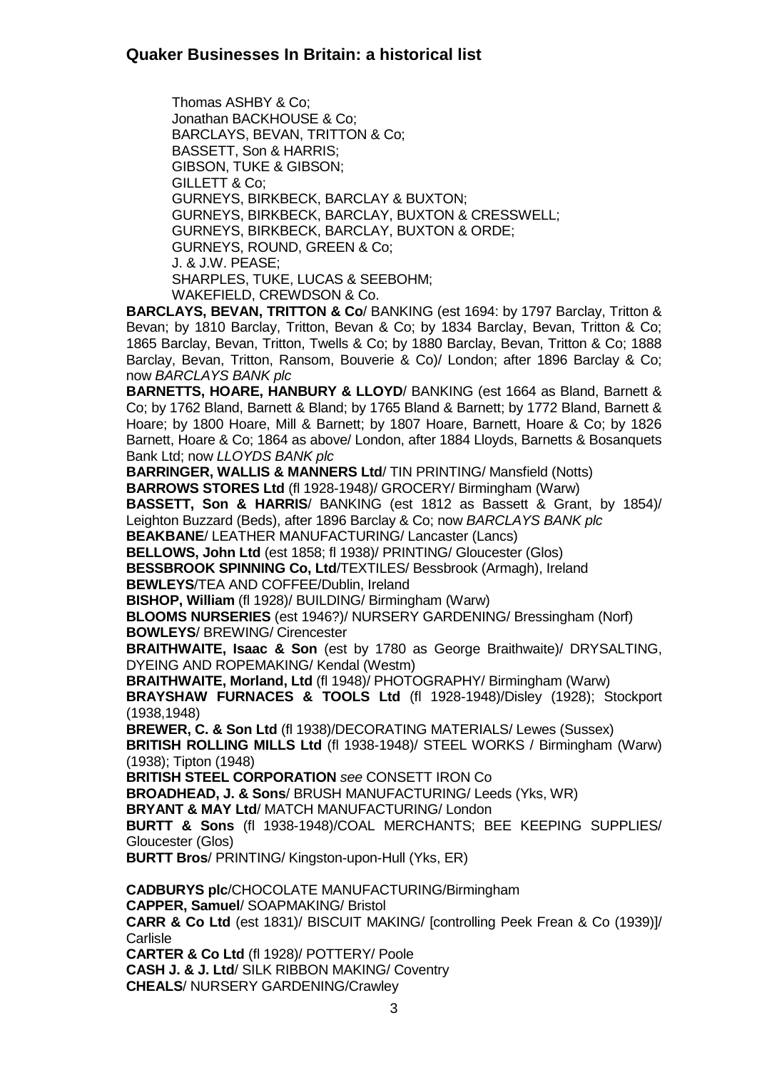## Quaker Businesses In Britain: a historical list

Thomas ASHBY & Co;
Jonathan BACKHOUSE & Co;
BARCLAYS, BEVAN, TRITTON & Co;
BASSETT, Son & HARRIS;
GIBSON, TUKE & GIBSON;
GILLETT & Co;
GURNEYS, BIRKBECK, BARCLAY & BUXTON;
GURNEYS, BIRKBECK, BARCLAY, BUXTON & CRESSWELL;
GURNEYS, BIRKBECK, BARCLAY, BUXTON & ORDE;
GURNEYS, ROUND, GREEN & Co;
J. & J.W. PEASE;
SHARPLES, TUKE, LUCAS & SEEBOHM;
WAKEFIELD, CREWDSON & Co.

**BARCLAYS, BEVAN, TRITTON & Co**/ BANKING (est 1694: by 1797 Barclay, Tritton & Bevan; by 1810 Barclay, Tritton, Bevan & Co; by 1834 Barclay, Bevan, Tritton & Co; 1865 Barclay, Bevan, Tritton, Twells & Co; by 1880 Barclay, Bevan, Tritton & Co; 1888 Barclay, Bevan, Tritton, Ransom, Bouverie & Co)/ London; after 1896 Barclay & Co; now *BARCLAYS BANK plc*

**BARNETTS, HOARE, HANBURY & LLOYD**/ BANKING (est 1664 as Bland, Barnett & Co; by 1762 Bland, Barnett & Bland; by 1765 Bland & Barnett; by 1772 Bland, Barnett & Hoare; by 1800 Hoare, Mill & Barnett; by 1807 Hoare, Barnett, Hoare & Co; by 1826 Barnett, Hoare & Co; 1864 as above/ London, after 1884 Lloyds, Barnetts & Bosanquets Bank Ltd; now *LLOYDS BANK plc*

**BARRINGER, WALLIS & MANNERS Ltd**/ TIN PRINTING/ Mansfield (Notts)

**BARROWS STORES Ltd** (fl 1928-1948)/ GROCERY/ Birmingham (Warw)

**BASSETT, Son & HARRIS**/ BANKING (est 1812 as Bassett & Grant, by 1854)/ Leighton Buzzard (Beds), after 1896 Barclay & Co; now *BARCLAYS BANK plc*

**BEAKBANE**/ LEATHER MANUFACTURING/ Lancaster (Lancs)

**BELLOWS, John Ltd** (est 1858; fl 1938)/ PRINTING/ Gloucester (Glos)

**BESSBROOK SPINNING Co, Ltd**/TEXTILES/ Bessbrook (Armagh), Ireland

**BEWLEYS**/TEA AND COFFEE/Dublin, Ireland

**BISHOP, William** (fl 1928)/ BUILDING/ Birmingham (Warw)

**BLOOMS NURSERIES** (est 1946?)/ NURSERY GARDENING/ Bressingham (Norf)

**BOWLEYS**/ BREWING/ Cirencester

**BRAITHWAITE, Isaac & Son** (est by 1780 as George Braithwaite)/ DRYSALTING, DYEING AND ROPEMAKING/ Kendal (Westm)

**BRAITHWAITE, Morland, Ltd** (fl 1948)/ PHOTOGRAPHY/ Birmingham (Warw)

**BRAYSHAW FURNACES & TOOLS Ltd** (fl 1928-1948)/Disley (1928); Stockport (1938,1948)

**BREWER, C. & Son Ltd** (fl 1938)/DECORATING MATERIALS/ Lewes (Sussex)

**BRITISH ROLLING MILLS Ltd** (fl 1938-1948)/ STEEL WORKS / Birmingham (Warw) (1938); Tipton (1948)

**BRITISH STEEL CORPORATION** *see* CONSETT IRON Co

**BROADHEAD, J. & Sons**/ BRUSH MANUFACTURING/ Leeds (Yks, WR)

**BRYANT & MAY Ltd**/ MATCH MANUFACTURING/ London

**BURTT & Sons** (fl 1938-1948)/COAL MERCHANTS; BEE KEEPING SUPPLIES/ Gloucester (Glos)

**BURTT Bros**/ PRINTING/ Kingston-upon-Hull (Yks, ER)

**CADBURYS plc**/CHOCOLATE MANUFACTURING/Birmingham

**CAPPER, Samuel**/ SOAPMAKING/ Bristol

**CARR & Co Ltd** (est 1831)/ BISCUIT MAKING/ [controlling Peek Frean & Co (1939)]/ Carlisle

**CARTER & Co Ltd** (fl 1928)/ POTTERY/ Poole

**CASH J. & J. Ltd**/ SILK RIBBON MAKING/ Coventry

**CHEALS**/ NURSERY GARDENING/Crawley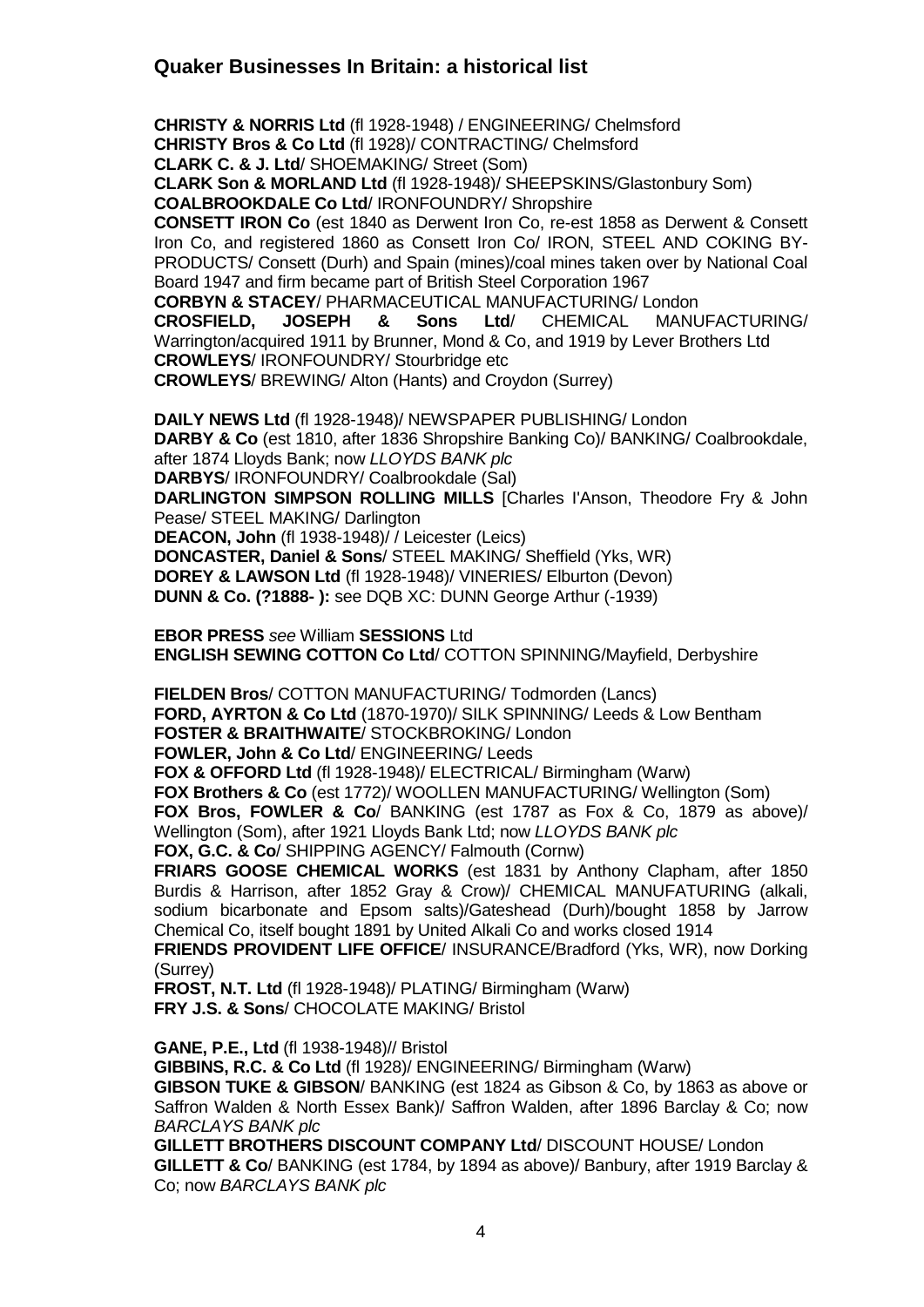## Quaker Businesses In Britain: a historical list

**CHRISTY & NORRIS Ltd** (fl 1928-1948) / ENGINEERING/ Chelmsford
**CHRISTY Bros & Co Ltd** (fl 1928)/ CONTRACTING/ Chelmsford
**CLARK C. & J. Ltd**/ SHOEMAKING/ Street (Som)
**CLARK Son & MORLAND Ltd** (fl 1928-1948)/ SHEEPSKINS/Glastonbury Som)
**COALBROOKDALE Co Ltd**/ IRONFOUNDRY/ Shropshire
**CONSETT IRON Co** (est 1840 as Derwent Iron Co, re-est 1858 as Derwent & Consett Iron Co, and registered 1860 as Consett Iron Co/ IRON, STEEL AND COKING BY-PRODUCTS/ Consett (Durh) and Spain (mines)/coal mines taken over by National Coal Board 1947 and firm became part of British Steel Corporation 1967
**CORBYN & STACEY**/ PHARMACEUTICAL MANUFACTURING/ London
**CROSFIELD, JOSEPH & Sons Ltd**/ CHEMICAL MANUFACTURING/ Warrington/acquired 1911 by Brunner, Mond & Co, and 1919 by Lever Brothers Ltd
**CROWLEYS**/ IRONFOUNDRY/ Stourbridge etc
**CROWLEYS**/ BREWING/ Alton (Hants) and Croydon (Surrey)

**DAILY NEWS Ltd** (fl 1928-1948)/ NEWSPAPER PUBLISHING/ London
**DARBY & Co** (est 1810, after 1836 Shropshire Banking Co)/ BANKING/ Coalbrookdale, after 1874 Lloyds Bank; now *LLOYDS BANK plc*
**DARBYS**/ IRONFOUNDRY/ Coalbrookdale (Sal)
**DARLINGTON SIMPSON ROLLING MILLS** [Charles I'Anson, Theodore Fry & John Pease/ STEEL MAKING/ Darlington
**DEACON, John** (fl 1938-1948)/ / Leicester (Leics)
**DONCASTER, Daniel & Sons**/ STEEL MAKING/ Sheffield (Yks, WR)
**DOREY & LAWSON Ltd** (fl 1928-1948)/ VINERIES/ Elburton (Devon)
**DUNN & Co. (?1888- ):** see DQB XC: DUNN George Arthur (-1939)

**EBOR PRESS** *see* William **SESSIONS** Ltd
**ENGLISH SEWING COTTON Co Ltd**/ COTTON SPINNING/Mayfield, Derbyshire

**FIELDEN Bros**/ COTTON MANUFACTURING/ Todmorden (Lancs)
**FORD, AYRTON & Co Ltd** (1870-1970)/ SILK SPINNING/ Leeds & Low Bentham
**FOSTER & BRAITHWAITE**/ STOCKBROKING/ London
**FOWLER, John & Co Ltd**/ ENGINEERING/ Leeds
**FOX & OFFORD Ltd** (fl 1928-1948)/ ELECTRICAL/ Birmingham (Warw)
**FOX Brothers & Co** (est 1772)/ WOOLLEN MANUFACTURING/ Wellington (Som)
**FOX Bros, FOWLER & Co**/ BANKING (est 1787 as Fox & Co, 1879 as above)/ Wellington (Som), after 1921 Lloyds Bank Ltd; now *LLOYDS BANK plc*
**FOX, G.C. & Co**/ SHIPPING AGENCY/ Falmouth (Cornw)
**FRIARS GOOSE CHEMICAL WORKS** (est 1831 by Anthony Clapham, after 1850 Burdis & Harrison, after 1852 Gray & Crow)/ CHEMICAL MANUFATURING (alkali, sodium bicarbonate and Epsom salts)/Gateshead (Durh)/bought 1858 by Jarrow Chemical Co, itself bought 1891 by United Alkali Co and works closed 1914
**FRIENDS PROVIDENT LIFE OFFICE**/ INSURANCE/Bradford (Yks, WR), now Dorking (Surrey)
**FROST, N.T. Ltd** (fl 1928-1948)/ PLATING/ Birmingham (Warw)
**FRY J.S. & Sons**/ CHOCOLATE MAKING/ Bristol

**GANE, P.E., Ltd** (fl 1938-1948)// Bristol
**GIBBINS, R.C. & Co Ltd** (fl 1928)/ ENGINEERING/ Birmingham (Warw)
**GIBSON TUKE & GIBSON**/ BANKING (est 1824 as Gibson & Co, by 1863 as above or Saffron Walden & North Essex Bank)/ Saffron Walden, after 1896 Barclay & Co; now *BARCLAYS BANK plc*
**GILLETT BROTHERS DISCOUNT COMPANY Ltd**/ DISCOUNT HOUSE/ London
**GILLETT & Co**/ BANKING (est 1784, by 1894 as above)/ Banbury, after 1919 Barclay & Co; now *BARCLAYS BANK plc*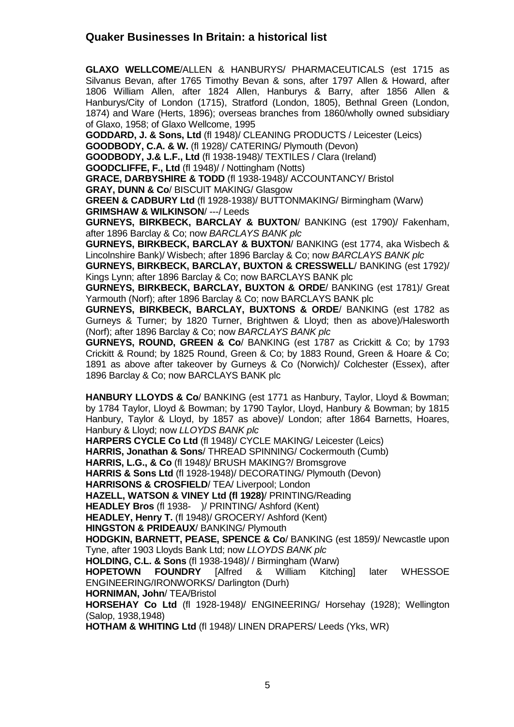## Quaker Businesses In Britain: a historical list

**GLAXO WELLCOME**/ALLEN & HANBURYS/ PHARMACEUTICALS (est 1715 as Silvanus Bevan, after 1765 Timothy Bevan & sons, after 1797 Allen & Howard, after 1806 William Allen, after 1824 Allen, Hanburys & Barry, after 1856 Allen & Hanburys/City of London (1715), Stratford (London, 1805), Bethnal Green (London, 1874) and Ware (Herts, 1896); overseas branches from 1860/wholly owned subsidiary of Glaxo, 1958; of Glaxo Wellcome, 1995

**GODDARD, J. & Sons, Ltd** (fl 1948)/ CLEANING PRODUCTS / Leicester (Leics)

**GOODBODY, C.A. & W.** (fl 1928)/ CATERING/ Plymouth (Devon)

**GOODBODY, J.& L.F., Ltd** (fl 1938-1948)/ TEXTILES / Clara (Ireland)

**GOODCLIFFE, F., Ltd** (fl 1948)/ / Nottingham (Notts)

**GRACE, DARBYSHIRE & TODD** (fl 1938-1948)/ ACCOUNTANCY/ Bristol

**GRAY, DUNN & Co**/ BISCUIT MAKING/ Glasgow

**GREEN & CADBURY Ltd** (fl 1928-1938)/ BUTTONMAKING/ Birmingham (Warw)

**GRIMSHAW & WILKINSON**/ ---/ Leeds

**GURNEYS, BIRKBECK, BARCLAY & BUXTON**/ BANKING (est 1790)/ Fakenham, after 1896 Barclay & Co; now *BARCLAYS BANK plc*

**GURNEYS, BIRKBECK, BARCLAY & BUXTON**/ BANKING (est 1774, aka Wisbech & Lincolnshire Bank)/ Wisbech; after 1896 Barclay & Co; now *BARCLAYS BANK plc*

**GURNEYS, BIRKBECK, BARCLAY, BUXTON & CRESSWELL**/ BANKING (est 1792)/ Kings Lynn; after 1896 Barclay & Co; now BARCLAYS BANK plc

**GURNEYS, BIRKBECK, BARCLAY, BUXTON & ORDE**/ BANKING (est 1781)/ Great Yarmouth (Norf); after 1896 Barclay & Co; now BARCLAYS BANK plc

**GURNEYS, BIRKBECK, BARCLAY, BUXTONS & ORDE**/ BANKING (est 1782 as Gurneys & Turner; by 1820 Turner, Brightwen & Lloyd; then as above)/Halesworth (Norf); after 1896 Barclay & Co; now *BARCLAYS BANK plc*

**GURNEYS, ROUND, GREEN & Co**/ BANKING (est 1787 as Crickitt & Co; by 1793 Crickitt & Round; by 1825 Round, Green & Co; by 1883 Round, Green & Hoare & Co; 1891 as above after takeover by Gurneys & Co (Norwich)/ Colchester (Essex), after 1896 Barclay & Co; now BARCLAYS BANK plc

**HANBURY LLOYDS & Co**/ BANKING (est 1771 as Hanbury, Taylor, Lloyd & Bowman; by 1784 Taylor, Lloyd & Bowman; by 1790 Taylor, Lloyd, Hanbury & Bowman; by 1815 Hanbury, Taylor & Lloyd, by 1857 as above)/ London; after 1864 Barnetts, Hoares, Hanbury & Lloyd; now *LLOYDS BANK plc*

**HARPERS CYCLE Co Ltd** (fl 1948)/ CYCLE MAKING/ Leicester (Leics)

**HARRIS, Jonathan & Sons**/ THREAD SPINNING/ Cockermouth (Cumb)

**HARRIS, L.G., & Co** (fl 1948)/ BRUSH MAKING?/ Bromsgrove

**HARRIS & Sons Ltd** (fl 1928-1948)/ DECORATING/ Plymouth (Devon)

**HARRISONS & CROSFIELD**/ TEA/ Liverpool; London

**HAZELL, WATSON & VINEY Ltd (fl 1928)**/ PRINTING/Reading

**HEADLEY Bros** (fl 1938- )/ PRINTING/ Ashford (Kent)

**HEADLEY, Henry T.** (fl 1948)/ GROCERY/ Ashford (Kent)

**HINGSTON & PRIDEAUX**/ BANKING/ Plymouth

**HODGKIN, BARNETT, PEASE, SPENCE & Co**/ BANKING (est 1859)/ Newcastle upon Tyne, after 1903 Lloyds Bank Ltd; now *LLOYDS BANK plc*

**HOLDING, C.L. & Sons** (fl 1938-1948)/ / Birmingham (Warw)

**HOPETOWN FOUNDRY** [Alfred & William Kitching] later WHESSOE ENGINEERING/IRONWORKS/ Darlington (Durh)

**HORNIMAN, John**/ TEA/Bristol

**HORSEHAY Co Ltd** (fl 1928-1948)/ ENGINEERING/ Horsehay (1928); Wellington (Salop, 1938,1948)

**HOTHAM & WHITING Ltd** (fl 1948)/ LINEN DRAPERS/ Leeds (Yks, WR)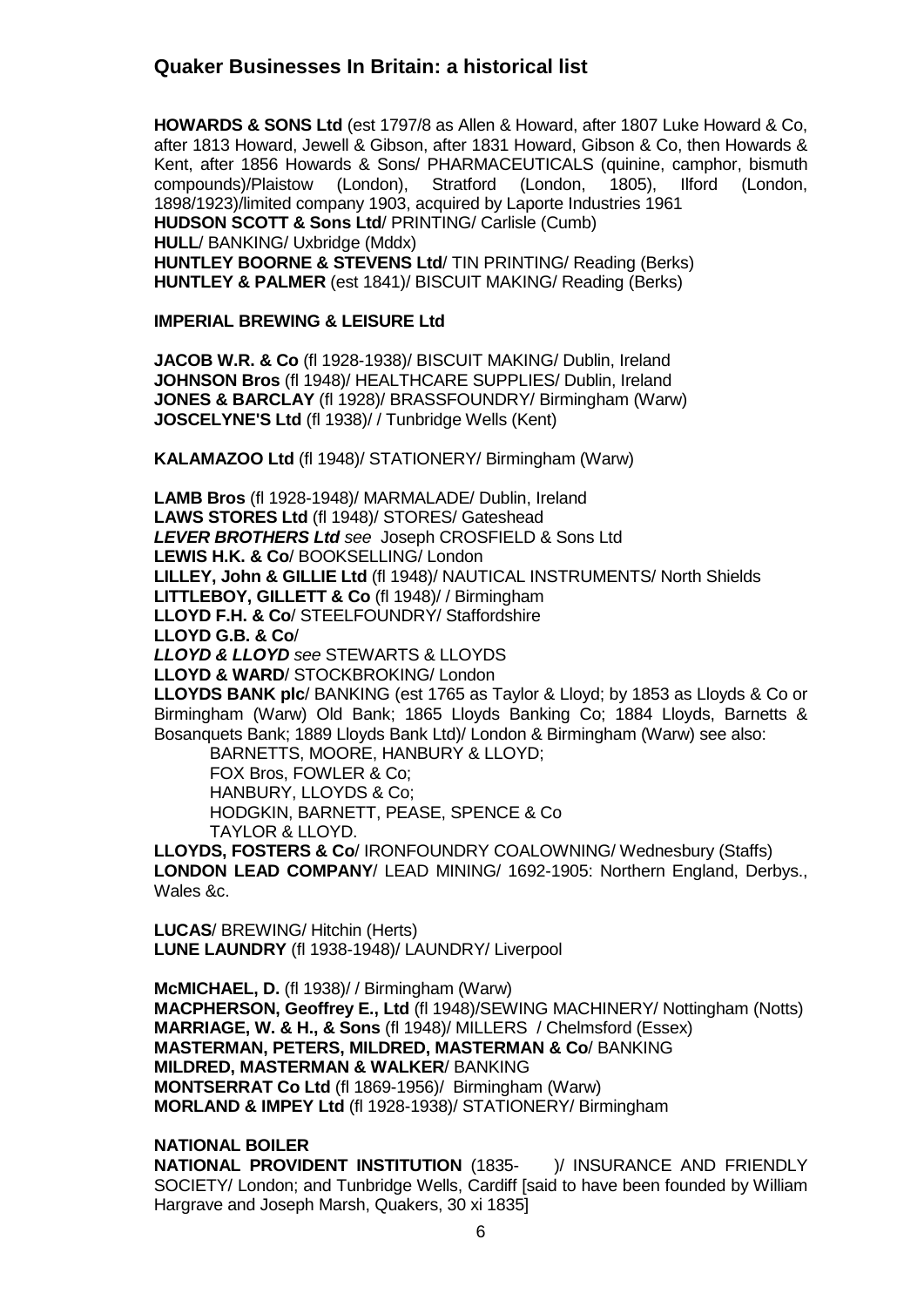## Quaker Businesses In Britain: a historical list

**HOWARDS & SONS Ltd** (est 1797/8 as Allen & Howard, after 1807 Luke Howard & Co, after 1813 Howard, Jewell & Gibson, after 1831 Howard, Gibson & Co, then Howards & Kent, after 1856 Howards & Sons/ PHARMACEUTICALS (quinine, camphor, bismuth compounds)/Plaistow (London), Stratford (London, 1805), Ilford (London, 1898/1923)/limited company 1903, acquired by Laporte Industries 1961
**HUDSON SCOTT & Sons Ltd**/ PRINTING/ Carlisle (Cumb)
**HULL**/ BANKING/ Uxbridge (Mddx)
**HUNTLEY BOORNE & STEVENS Ltd**/ TIN PRINTING/ Reading (Berks)
**HUNTLEY & PALMER** (est 1841)/ BISCUIT MAKING/ Reading (Berks)

**IMPERIAL BREWING & LEISURE Ltd**

**JACOB W.R. & Co** (fl 1928-1938)/ BISCUIT MAKING/ Dublin, Ireland
**JOHNSON Bros** (fl 1948)/ HEALTHCARE SUPPLIES/ Dublin, Ireland
**JONES & BARCLAY** (fl 1928)/ BRASSFOUNDRY/ Birmingham (Warw)
**JOSCELYNE'S Ltd** (fl 1938)/ / Tunbridge Wells (Kent)

**KALAMAZOO Ltd** (fl 1948)/ STATIONERY/ Birmingham (Warw)

**LAMB Bros** (fl 1928-1948)/ MARMALADE/ Dublin, Ireland
**LAWS STORES Ltd** (fl 1948)/ STORES/ Gateshead
***LEVER BROTHERS Ltd*** *see* Joseph CROSFIELD & Sons Ltd
**LEWIS H.K. & Co**/ BOOKSELLING/ London
**LILLEY, John & GILLIE Ltd** (fl 1948)/ NAUTICAL INSTRUMENTS/ North Shields
**LITTLEBOY, GILLETT & Co** (fl 1948)/ / Birmingham
**LLOYD F.H. & Co**/ STEELFOUNDRY/ Staffordshire
**LLOYD G.B. & Co**/
***LLOYD & LLOYD*** *see* STEWARTS & LLOYDS
**LLOYD & WARD**/ STOCKBROKING/ London
**LLOYDS BANK plc**/ BANKING (est 1765 as Taylor & Lloyd; by 1853 as Lloyds & Co or Birmingham (Warw) Old Bank; 1865 Lloyds Banking Co; 1884 Lloyds, Barnetts & Bosanquets Bank; 1889 Lloyds Bank Ltd)/ London & Birmingham (Warw) see also:

- BARNETTS, MOORE, HANBURY & LLOYD;
- FOX Bros, FOWLER & Co;
- HANBURY, LLOYDS & Co;
- HODGKIN, BARNETT, PEASE, SPENCE & Co
- TAYLOR & LLOYD.

**LLOYDS, FOSTERS & Co**/ IRONFOUNDRY COALOWNING/ Wednesbury (Staffs)
**LONDON LEAD COMPANY**/ LEAD MINING/ 1692-1905: Northern England, Derbys., Wales &c.

**LUCAS**/ BREWING/ Hitchin (Herts)
**LUNE LAUNDRY** (fl 1938-1948)/ LAUNDRY/ Liverpool

**McMICHAEL, D.** (fl 1938)/ / Birmingham (Warw)
**MACPHERSON, Geoffrey E., Ltd** (fl 1948)/SEWING MACHINERY/ Nottingham (Notts)
**MARRIAGE, W. & H., & Sons** (fl 1948)/ MILLERS / Chelmsford (Essex)
**MASTERMAN, PETERS, MILDRED, MASTERMAN & Co**/ BANKING
**MILDRED, MASTERMAN & WALKER**/ BANKING
**MONTSERRAT Co Ltd** (fl 1869-1956)/ Birmingham (Warw)
**MORLAND & IMPEY Ltd** (fl 1928-1938)/ STATIONERY/ Birmingham

**NATIONAL BOILER**
**NATIONAL PROVIDENT INSTITUTION** (1835- )/ INSURANCE AND FRIENDLY SOCIETY/ London; and Tunbridge Wells, Cardiff [said to have been founded by William Hargrave and Joseph Marsh, Quakers, 30 xi 1835]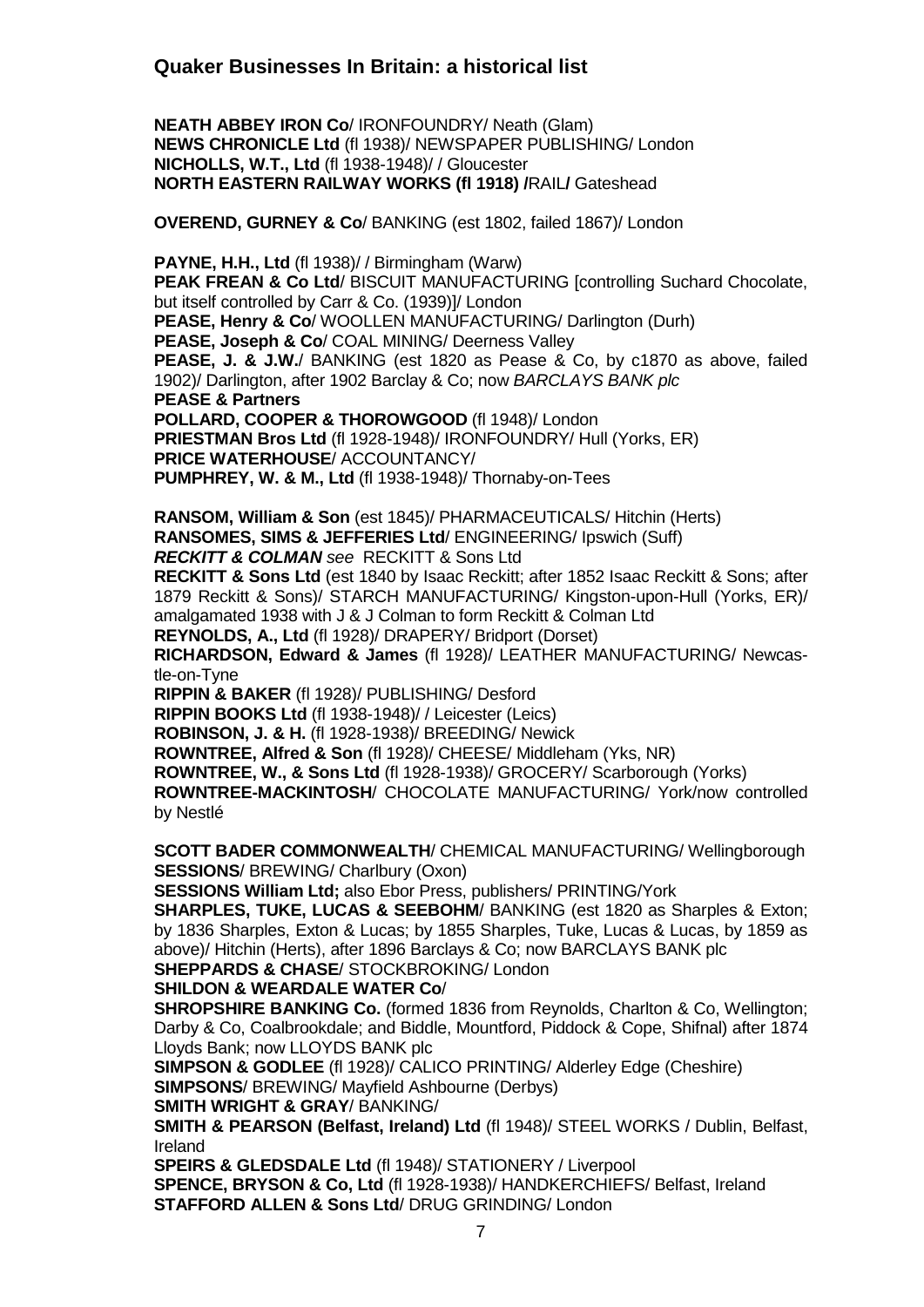## Quaker Businesses In Britain: a historical list

**NEATH ABBEY IRON Co**/ IRONFOUNDRY/ Neath (Glam)
**NEWS CHRONICLE Ltd** (fl 1938)/ NEWSPAPER PUBLISHING/ London
**NICHOLLS, W.T., Ltd** (fl 1938-1948)/ / Gloucester
**NORTH EASTERN RAILWAY WORKS (fl 1918) /**RAIL**/** Gateshead

**OVEREND, GURNEY & Co**/ BANKING (est 1802, failed 1867)/ London

**PAYNE, H.H., Ltd** (fl 1938)/ / Birmingham (Warw)
**PEAK FREAN & Co Ltd**/ BISCUIT MANUFACTURING [controlling Suchard Chocolate, but itself controlled by Carr & Co. (1939)]/ London
**PEASE, Henry & Co**/ WOOLLEN MANUFACTURING/ Darlington (Durh)
**PEASE, Joseph & Co**/ COAL MINING/ Deerness Valley
**PEASE, J. & J.W.**/ BANKING (est 1820 as Pease & Co, by c1870 as above, failed 1902)/ Darlington, after 1902 Barclay & Co; now *BARCLAYS BANK plc*
**PEASE & Partners**
**POLLARD, COOPER & THOROWGOOD** (fl 1948)/ London
**PRIESTMAN Bros Ltd** (fl 1928-1948)/ IRONFOUNDRY/ Hull (Yorks, ER)
**PRICE WATERHOUSE**/ ACCOUNTANCY/
**PUMPHREY, W. & M., Ltd** (fl 1938-1948)/ Thornaby-on-Tees

**RANSOM, William & Son** (est 1845)/ PHARMACEUTICALS/ Hitchin (Herts)
**RANSOMES, SIMS & JEFFERIES Ltd**/ ENGINEERING/ Ipswich (Suff)
***RECKITT & COLMAN** see* RECKITT & Sons Ltd
**RECKITT & Sons Ltd** (est 1840 by Isaac Reckitt; after 1852 Isaac Reckitt & Sons; after 1879 Reckitt & Sons)/ STARCH MANUFACTURING/ Kingston-upon-Hull (Yorks, ER)/ amalgamated 1938 with J & J Colman to form Reckitt & Colman Ltd
**REYNOLDS, A., Ltd** (fl 1928)/ DRAPERY/ Bridport (Dorset)
**RICHARDSON, Edward & James** (fl 1928)/ LEATHER MANUFACTURING/ Newcastle-on-Tyne
**RIPPIN & BAKER** (fl 1928)/ PUBLISHING/ Desford
**RIPPIN BOOKS Ltd** (fl 1938-1948)/ / Leicester (Leics)
**ROBINSON, J. & H.** (fl 1928-1938)/ BREEDING/ Newick
**ROWNTREE, Alfred & Son** (fl 1928)/ CHEESE/ Middleham (Yks, NR)
**ROWNTREE, W., & Sons Ltd** (fl 1928-1938)/ GROCERY/ Scarborough (Yorks)
**ROWNTREE-MACKINTOSH**/ CHOCOLATE MANUFACTURING/ York/now controlled by Nestlé

**SCOTT BADER COMMONWEALTH**/ CHEMICAL MANUFACTURING/ Wellingborough
**SESSIONS**/ BREWING/ Charlbury (Oxon)
**SESSIONS William Ltd;** also Ebor Press, publishers/ PRINTING/York
**SHARPLES, TUKE, LUCAS & SEEBOHM**/ BANKING (est 1820 as Sharples & Exton; by 1836 Sharples, Exton & Lucas; by 1855 Sharples, Tuke, Lucas & Lucas, by 1859 as above)/ Hitchin (Herts), after 1896 Barclays & Co; now BARCLAYS BANK plc
**SHEPPARDS & CHASE**/ STOCKBROKING/ London
**SHILDON & WEARDALE WATER Co**/
**SHROPSHIRE BANKING Co.** (formed 1836 from Reynolds, Charlton & Co, Wellington; Darby & Co, Coalbrookdale; and Biddle, Mountford, Piddock & Cope, Shifnal) after 1874 Lloyds Bank; now LLOYDS BANK plc
**SIMPSON & GODLEE** (fl 1928)/ CALICO PRINTING/ Alderley Edge (Cheshire)
**SIMPSONS**/ BREWING/ Mayfield Ashbourne (Derbys)
**SMITH WRIGHT & GRAY**/ BANKING/
**SMITH & PEARSON (Belfast, Ireland) Ltd** (fl 1948)/ STEEL WORKS / Dublin, Belfast, Ireland
**SPEIRS & GLEDSDALE Ltd** (fl 1948)/ STATIONERY / Liverpool
**SPENCE, BRYSON & Co, Ltd** (fl 1928-1938)/ HANDKERCHIEFS/ Belfast, Ireland
**STAFFORD ALLEN & Sons Ltd**/ DRUG GRINDING/ London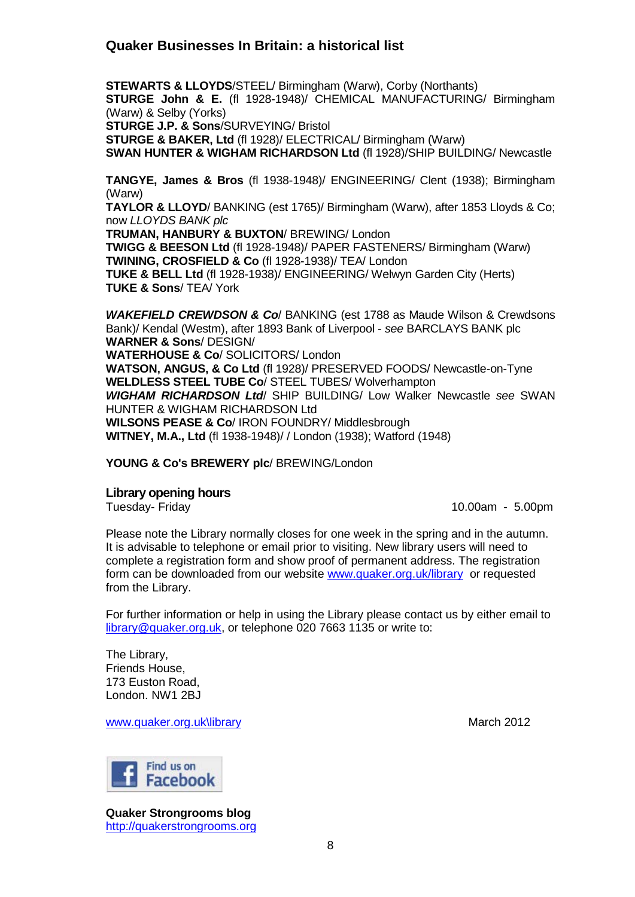## Quaker Businesses In Britain: a historical list

**STEWARTS & LLOYDS**/STEEL/ Birmingham (Warw), Corby (Northants)
**STURGE John & E.** (fl 1928-1948)/ CHEMICAL MANUFACTURING/ Birmingham (Warw) & Selby (Yorks)
**STURGE J.P. & Sons**/SURVEYING/ Bristol
**STURGE & BAKER, Ltd** (fl 1928)/ ELECTRICAL/ Birmingham (Warw)
**SWAN HUNTER & WIGHAM RICHARDSON Ltd** (fl 1928)/SHIP BUILDING/ Newcastle

**TANGYE, James & Bros** (fl 1938-1948)/ ENGINEERING/ Clent (1938); Birmingham (Warw)
**TAYLOR & LLOYD**/ BANKING (est 1765)/ Birmingham (Warw), after 1853 Lloyds & Co; now *LLOYDS BANK plc*
**TRUMAN, HANBURY & BUXTON**/ BREWING/ London
**TWIGG & BEESON Ltd** (fl 1928-1948)/ PAPER FASTENERS/ Birmingham (Warw)
**TWINING, CROSFIELD & Co** (fl 1928-1938)/ TEA/ London
**TUKE & BELL Ltd** (fl 1928-1938)/ ENGINEERING/ Welwyn Garden City (Herts)
**TUKE & Sons**/ TEA/ York

***WAKEFIELD CREWDSON & Co***/ BANKING (est 1788 as Maude Wilson & Crewdsons Bank)/ Kendal (Westm), after 1893 Bank of Liverpool - *see* BARCLAYS BANK plc
**WARNER & Sons**/ DESIGN/
**WATERHOUSE & Co**/ SOLICITORS/ London
**WATSON, ANGUS, & Co Ltd** (fl 1928)/ PRESERVED FOODS/ Newcastle-on-Tyne
**WELDLESS STEEL TUBE Co**/ STEEL TUBES/ Wolverhampton
***WIGHAM RICHARDSON Ltd***/ SHIP BUILDING/ Low Walker Newcastle *see* SWAN HUNTER & WIGHAM RICHARDSON Ltd
**WILSONS PEASE & Co**/ IRON FOUNDRY/ Middlesbrough
**WITNEY, M.A., Ltd** (fl 1938-1948)/ / London (1938); Watford (1948)

**YOUNG & Co's BREWERY plc**/ BREWING/London

**Library opening hours**
Tuesday- Friday 10.00am - 5.00pm

Please note the Library normally closes for one week in the spring and in the autumn. It is advisable to telephone or email prior to visiting. New library users will need to complete a registration form and show proof of permanent address. The registration form can be downloaded from our website www.quaker.org.uk/library or requested from the Library.

For further information or help in using the Library please contact us by either email to library@quaker.org.uk, or telephone 020 7663 1135 or write to:

The Library,
Friends House,
173 Euston Road,
London. NW1 2BJ

www.quaker.org.uk\library

March 2012

Find us on Facebook

**Quaker Strongrooms blog**
http://quakerstrongrooms.org